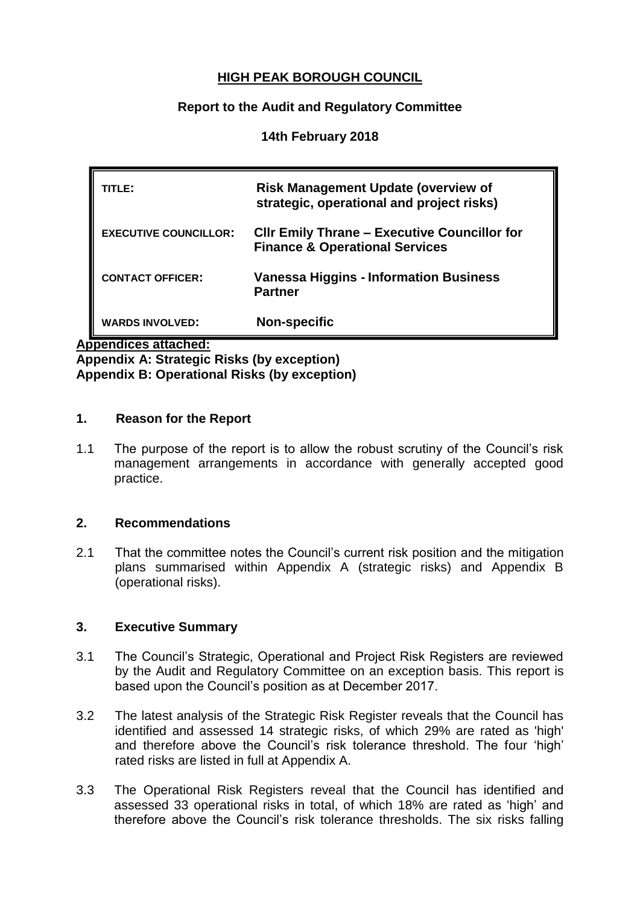# HIGH PEAK BOROUGH COUNCIL

## Report to the Audit and Regulatory Committee

## 14th February 2018

| | |
|---|---|
| **TITLE:** | **Risk Management Update (overview of strategic, operational and project risks)** |
| **EXECUTIVE COUNCILLOR:** | **Cllr Emily Thrane – Executive Councillor for Finance & Operational Services** |
| **CONTACT OFFICER:** | **Vanessa Higgins - Information Business Partner** |
| **WARDS INVOLVED:** | **Non-specific** |

**Appendices attached:**
**Appendix A: Strategic Risks (by exception)**
**Appendix B: Operational Risks (by exception)**

### 1. Reason for the Report

1.1 The purpose of the report is to allow the robust scrutiny of the Council's risk management arrangements in accordance with generally accepted good practice.

### 2. Recommendations

2.1 That the committee notes the Council's current risk position and the mitigation plans summarised within Appendix A (strategic risks) and Appendix B (operational risks).

### 3. Executive Summary

3.1 The Council's Strategic, Operational and Project Risk Registers are reviewed by the Audit and Regulatory Committee on an exception basis. This report is based upon the Council's position as at December 2017.

3.2 The latest analysis of the Strategic Risk Register reveals that the Council has identified and assessed 14 strategic risks, of which 29% are rated as 'high' and therefore above the Council's risk tolerance threshold. The four 'high' rated risks are listed in full at Appendix A.

3.3 The Operational Risk Registers reveal that the Council has identified and assessed 33 operational risks in total, of which 18% are rated as 'high' and therefore above the Council's risk tolerance thresholds. The six risks falling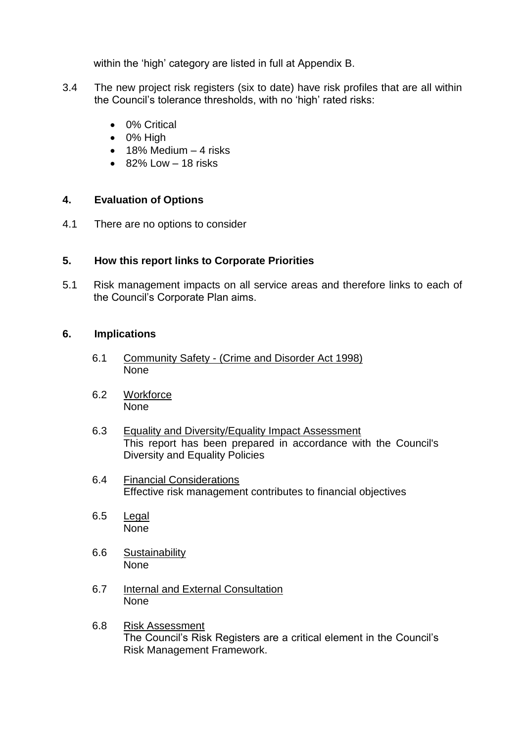within the 'high' category are listed in full at Appendix B.

3.4 The new project risk registers (six to date) have risk profiles that are all within the Council's tolerance thresholds, with no 'high' rated risks:

- 0% Critical
- 0% High
- 18% Medium – 4 risks
- 82% Low – 18 risks

## 4. Evaluation of Options

4.1 There are no options to consider

## 5. How this report links to Corporate Priorities

5.1 Risk management impacts on all service areas and therefore links to each of the Council's Corporate Plan aims.

## 6. Implications

6.1 Community Safety - (Crime and Disorder Act 1998)
None

6.2 Workforce
None

6.3 Equality and Diversity/Equality Impact Assessment
This report has been prepared in accordance with the Council's Diversity and Equality Policies

6.4 Financial Considerations
Effective risk management contributes to financial objectives

6.5 Legal
None

6.6 Sustainability
None

6.7 Internal and External Consultation
None

6.8 Risk Assessment
The Council's Risk Registers are a critical element in the Council's Risk Management Framework.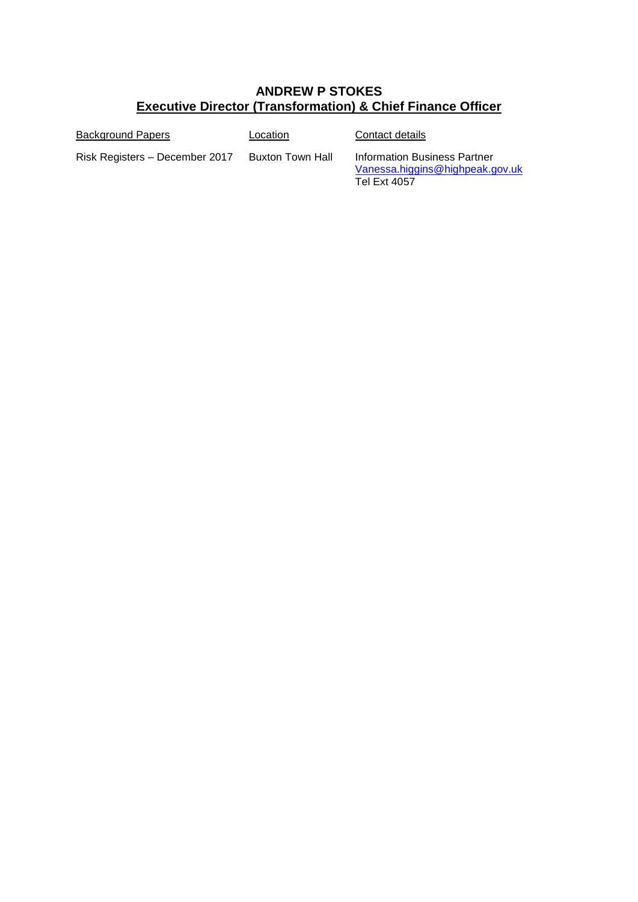**ANDREW P STOKES**
**Executive Director (Transformation) & Chief Finance Officer**

| Background Papers | Location | Contact details |
| --- | --- | --- |
| Risk Registers – December 2017 | Buxton Town Hall | Information Business Partner<br>Vanessa.higgins@highpeak.gov.uk<br>Tel Ext 4057 |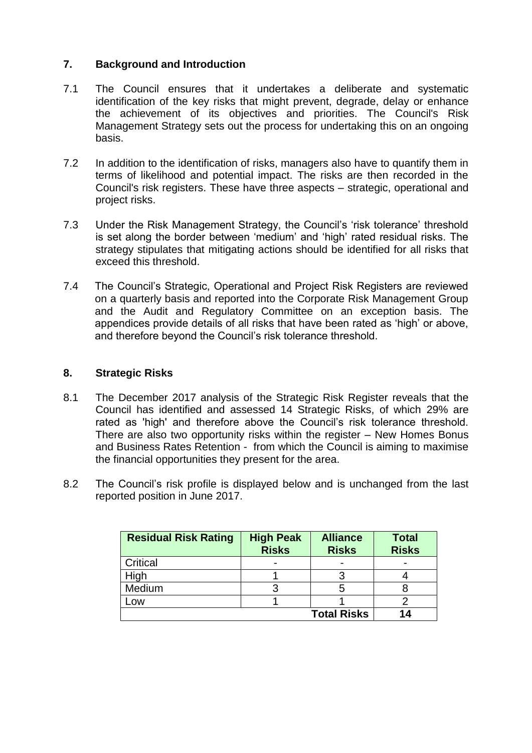## 7. Background and Introduction

7.1 The Council ensures that it undertakes a deliberate and systematic identification of the key risks that might prevent, degrade, delay or enhance the achievement of its objectives and priorities. The Council's Risk Management Strategy sets out the process for undertaking this on an ongoing basis.

7.2 In addition to the identification of risks, managers also have to quantify them in terms of likelihood and potential impact. The risks are then recorded in the Council's risk registers. These have three aspects – strategic, operational and project risks.

7.3 Under the Risk Management Strategy, the Council's 'risk tolerance' threshold is set along the border between 'medium' and 'high' rated residual risks. The strategy stipulates that mitigating actions should be identified for all risks that exceed this threshold.

7.4 The Council's Strategic, Operational and Project Risk Registers are reviewed on a quarterly basis and reported into the Corporate Risk Management Group and the Audit and Regulatory Committee on an exception basis. The appendices provide details of all risks that have been rated as 'high' or above, and therefore beyond the Council's risk tolerance threshold.

## 8. Strategic Risks

8.1 The December 2017 analysis of the Strategic Risk Register reveals that the Council has identified and assessed 14 Strategic Risks, of which 29% are rated as 'high' and therefore above the Council's risk tolerance threshold. There are also two opportunity risks within the register – New Homes Bonus and Business Rates Retention - from which the Council is aiming to maximise the financial opportunities they present for the area.

8.2 The Council's risk profile is displayed below and is unchanged from the last reported position in June 2017.

| Residual Risk Rating | High Peak Risks | Alliance Risks | Total Risks |
|---|---|---|---|
| Critical | - | - | - |
| High | 1 | 3 | 4 |
| Medium | 3 | 5 | 8 |
| Low | 1 | 1 | 2 |
| | | **Total Risks** | **14** |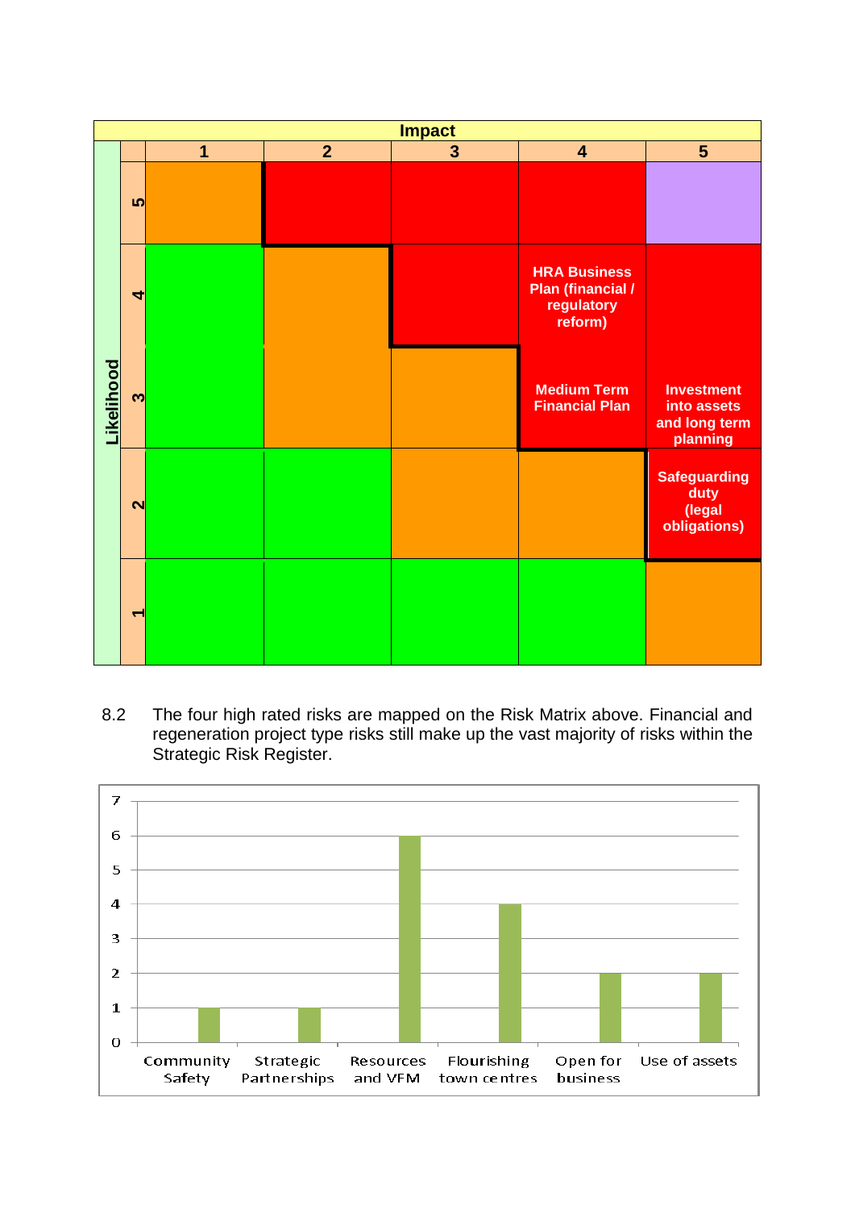| Likelihood \ Impact | 1 | 2 | 3 | 4 | 5 |
|---|---|---|---|---|---|
| 5 | | | | | |
| 4 | | | | **HRA Business Plan (financial / regulatory reform)** | |
| 3 | | | | **Medium Term Financial Plan** | **Investment into assets and long term planning** |
| 2 | | | | | **Safeguarding duty (legal obligations)** |
| 1 | | | | | |

8.2 The four high rated risks are mapped on the Risk Matrix above. Financial and regeneration project type risks still make up the vast majority of risks within the Strategic Risk Register.

| Category | Number of risks |
|---|---|
| Community Safety | 1 |
| Strategic Partnerships | 1 |
| Resources and VFM | 6 |
| Flourishing town centres | 4 |
| Open for business | 2 |
| Use of assets | 2 |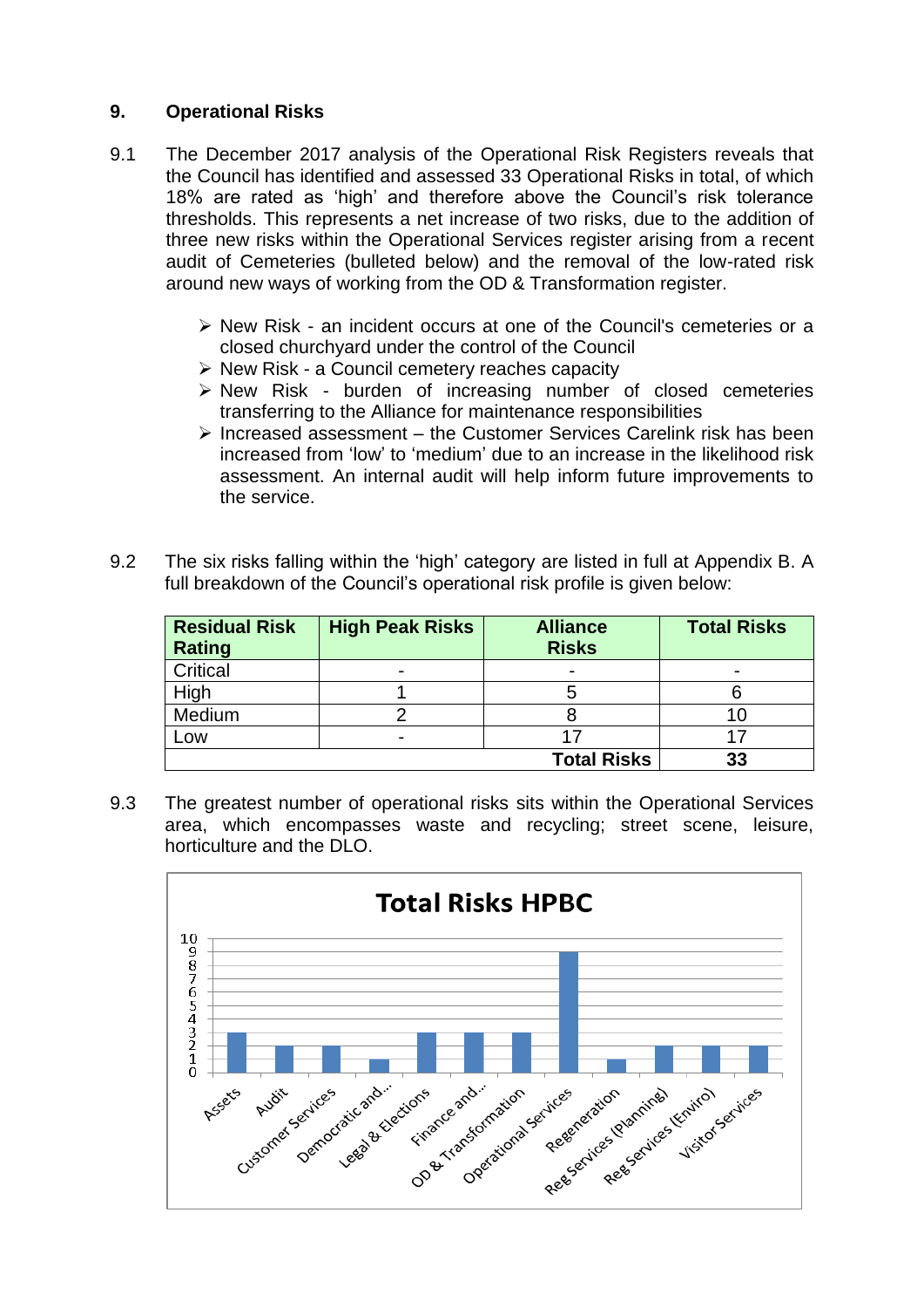## 9. Operational Risks

9.1 The December 2017 analysis of the Operational Risk Registers reveals that the Council has identified and assessed 33 Operational Risks in total, of which 18% are rated as 'high' and therefore above the Council's risk tolerance thresholds. This represents a net increase of two risks, due to the addition of three new risks within the Operational Services register arising from a recent audit of Cemeteries (bulleted below) and the removal of the low-rated risk around new ways of working from the OD & Transformation register.

- New Risk - an incident occurs at one of the Council's cemeteries or a closed churchyard under the control of the Council
- New Risk - a Council cemetery reaches capacity
- New Risk - burden of increasing number of closed cemeteries transferring to the Alliance for maintenance responsibilities
- Increased assessment – the Customer Services Carelink risk has been increased from 'low' to 'medium' due to an increase in the likelihood risk assessment. An internal audit will help inform future improvements to the service.

9.2 The six risks falling within the 'high' category are listed in full at Appendix B. A full breakdown of the Council's operational risk profile is given below:

| Residual Risk Rating | High Peak Risks | Alliance Risks | Total Risks |
|---|---|---|---|
| Critical | - | - | - |
| High | 1 | 5 | 6 |
| Medium | 2 | 8 | 10 |
| Low | - | 17 | 17 |
| | | **Total Risks** | **33** |

9.3 The greatest number of operational risks sits within the Operational Services area, which encompasses waste and recycling; street scene, leisure, horticulture and the DLO.

**Total Risks HPBC**

| Service Area | Total Risks |
|---|---|
| Assets | 3 |
| Audit | 2 |
| Customer Services | 2 |
| Democratic and... | 1 |
| Legal & Elections | 3 |
| Finance and... | 3 |
| OD & Transformation | 3 |
| Operational Services | 9 |
| Regeneration | 1 |
| Reg Services (Planning) | 2 |
| Reg Services (Enviro) | 2 |
| Visitor Services | 2 |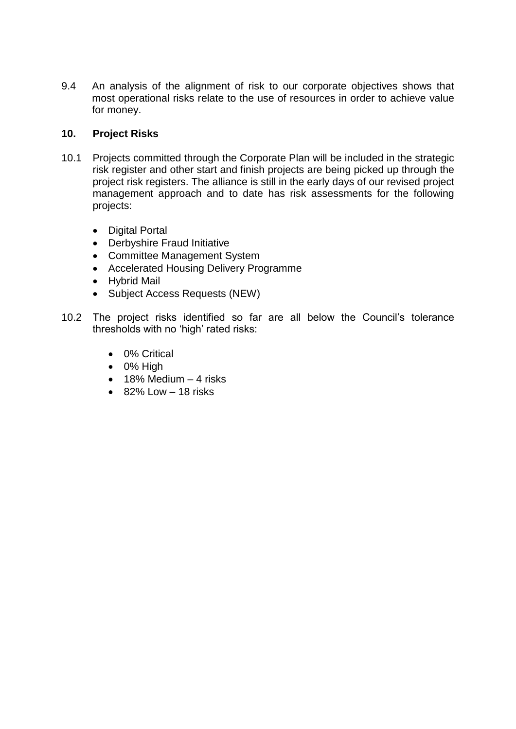9.4 An analysis of the alignment of risk to our corporate objectives shows that most operational risks relate to the use of resources in order to achieve value for money.

## 10. Project Risks

10.1 Projects committed through the Corporate Plan will be included in the strategic risk register and other start and finish projects are being picked up through the project risk registers. The alliance is still in the early days of our revised project management approach and to date has risk assessments for the following projects:

- Digital Portal
- Derbyshire Fraud Initiative
- Committee Management System
- Accelerated Housing Delivery Programme
- Hybrid Mail
- Subject Access Requests (NEW)

10.2 The project risks identified so far are all below the Council's tolerance thresholds with no 'high' rated risks:

- 0% Critical
- 0% High
- 18% Medium – 4 risks
- 82% Low – 18 risks